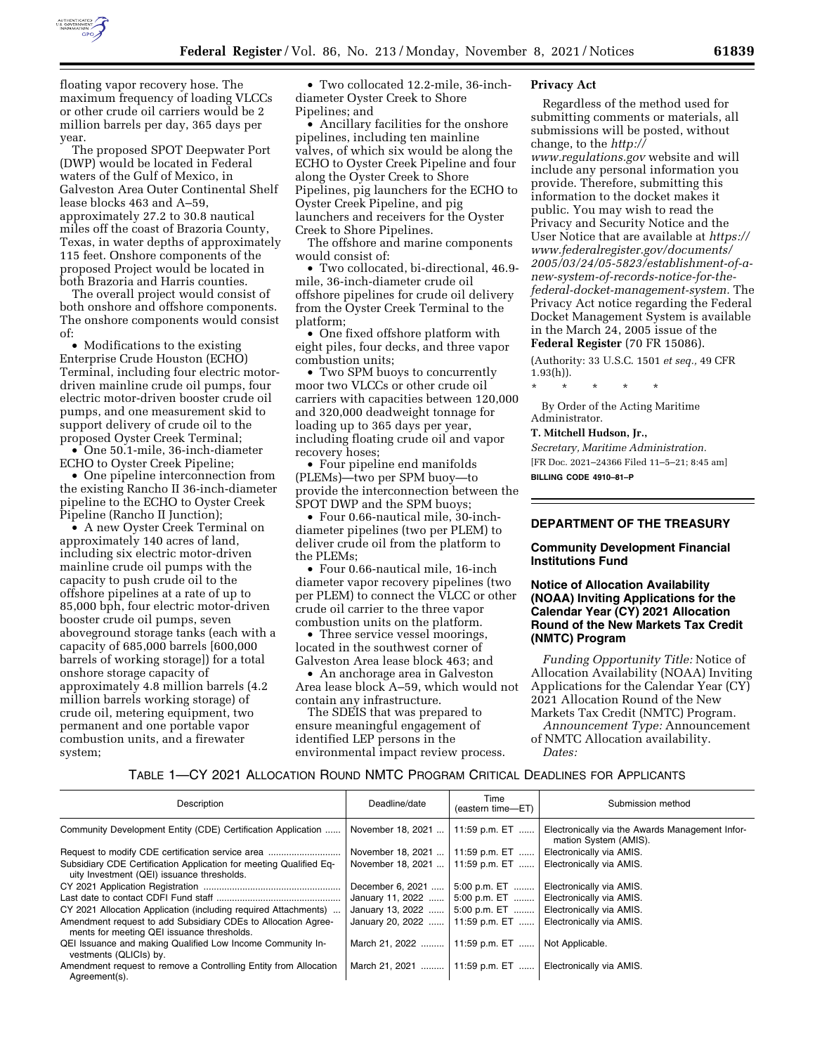floating vapor recovery hose. The maximum frequency of loading VLCCs or other crude oil carriers would be 2 million barrels per day, 365 days per year.

The proposed SPOT Deepwater Port (DWP) would be located in Federal waters of the Gulf of Mexico, in Galveston Area Outer Continental Shelf lease blocks 463 and A–59, approximately 27.2 to 30.8 nautical miles off the coast of Brazoria County, Texas, in water depths of approximately 115 feet. Onshore components of the proposed Project would be located in both Brazoria and Harris counties.

The overall project would consist of both onshore and offshore components. The onshore components would consist of:

- Modifications to the existing Enterprise Crude Houston (ECHO) Terminal, including four electric motor-driven mainline crude oil pumps, four electric motor-driven booster crude oil pumps, and one measurement skid to support delivery of crude oil to the proposed Oyster Creek Terminal;
- One 50.1-mile, 36-inch-diameter ECHO to Oyster Creek Pipeline;
- One pipeline interconnection from the existing Rancho II 36-inch-diameter pipeline to the ECHO to Oyster Creek Pipeline (Rancho II Junction);
- A new Oyster Creek Terminal on approximately 140 acres of land, including six electric motor-driven mainline crude oil pumps with the capacity to push crude oil to the offshore pipelines at a rate of up to 85,000 bph, four electric motor-driven booster crude oil pumps, seven aboveground storage tanks (each with a capacity of 685,000 barrels [600,000 barrels of working storage]) for a total onshore storage capacity of approximately 4.8 million barrels (4.2 million barrels working storage) of crude oil, metering equipment, two permanent and one portable vapor combustion units, and a firewater system;
- Two collocated 12.2-mile, 36-inch-diameter Oyster Creek to Shore Pipelines; and
- Ancillary facilities for the onshore pipelines, including ten mainline valves, of which six would be along the ECHO to Oyster Creek Pipeline and four along the Oyster Creek to Shore Pipelines, pig launchers for the ECHO to Oyster Creek Pipeline, and pig launchers and receivers for the Oyster Creek to Shore Pipelines.

The offshore and marine components would consist of:

- Two collocated, bi-directional, 46.9-mile, 36-inch-diameter crude oil offshore pipelines for crude oil delivery from the Oyster Creek Terminal to the platform;
- One fixed offshore platform with eight piles, four decks, and three vapor combustion units;
- Two SPM buoys to concurrently moor two VLCCs or other crude oil carriers with capacities between 120,000 and 320,000 deadweight tonnage for loading up to 365 days per year, including floating crude oil and vapor recovery hoses;
- Four pipeline end manifolds (PLEMs)—two per SPM buoy—to provide the interconnection between the SPOT DWP and the SPM buoys;
- Four 0.66-nautical mile, 30-inch-diameter pipelines (two per PLEM) to deliver crude oil from the platform to the PLEMs;
- Four 0.66-nautical mile, 16-inch diameter vapor recovery pipelines (two per PLEM) to connect the VLCC or other crude oil carrier to the three vapor combustion units on the platform.
- Three service vessel moorings, located in the southwest corner of Galveston Area lease block 463; and
- An anchorage area in Galveston Area lease block A–59, which would not contain any infrastructure.

The SDEIS that was prepared to ensure meaningful engagement of identified LEP persons in the environmental impact review process.

**Privacy Act**

Regardless of the method used for submitting comments or materials, all submissions will be posted, without change, to the *http://www.regulations.gov* website and will include any personal information you provide. Therefore, submitting this information to the docket makes it public. You may wish to read the Privacy and Security Notice and the User Notice that are available at *https://www.federalregister.gov/documents/2005/03/24/05-5823/establishment-of-a-new-system-of-records-notice-for-the-federal-docket-management-system.* The Privacy Act notice regarding the Federal Docket Management System is available in the March 24, 2005 issue of the **Federal Register** (70 FR 15086).

(Authority: 33 U.S.C. 1501 *et seq.,* 49 CFR 1.93(h)).

\* \* \* \* \*

By Order of the Acting Maritime Administrator.

**T. Mitchell Hudson, Jr.,**

*Secretary, Maritime Administration.*

[FR Doc. 2021–24366 Filed 11–5–21; 8:45 am]

**BILLING CODE 4910–81–P**

## DEPARTMENT OF THE TREASURY

### Community Development Financial Institutions Fund

### Notice of Allocation Availability (NOAA) Inviting Applications for the Calendar Year (CY) 2021 Allocation Round of the New Markets Tax Credit (NMTC) Program

*Funding Opportunity Title:* Notice of Allocation Availability (NOAA) Inviting Applications for the Calendar Year (CY) 2021 Allocation Round of the New Markets Tax Credit (NMTC) Program.

*Announcement Type:* Announcement of NMTC Allocation availability.

*Dates:*

TABLE 1—CY 2021 ALLOCATION ROUND NMTC PROGRAM CRITICAL DEADLINES FOR APPLICANTS

| Description | Deadline/date | Time (eastern time—ET) | Submission method |
|---|---|---|---|
| Community Development Entity (CDE) Certification Application | November 18, 2021 | 11:59 p.m. ET | Electronically via the Awards Management Information System (AMIS). |
| Request to modify CDE certification service area | November 18, 2021 | 11:59 p.m. ET | Electronically via AMIS. |
| Subsidiary CDE Certification Application for meeting Qualified Equity Investment (QEI) issuance thresholds. | November 18, 2021 | 11:59 p.m. ET | Electronically via AMIS. |
| CY 2021 Application Registration | December 6, 2021 | 5:00 p.m. ET | Electronically via AMIS. |
| Last date to contact CDFI Fund staff | January 11, 2022 | 5:00 p.m. ET | Electronically via AMIS. |
| CY 2021 Allocation Application (including required Attachments) | January 13, 2022 | 5:00 p.m. ET | Electronically via AMIS. |
| Amendment request to add Subsidiary CDEs to Allocation Agreements for meeting QEI issuance thresholds. | January 20, 2022 | 11:59 p.m. ET | Electronically via AMIS. |
| QEI Issuance and making Qualified Low Income Community Investments (QLICIs) by. | March 21, 2022 | 11:59 p.m. ET | Not Applicable. |
| Amendment request to remove a Controlling Entity from Allocation Agreement(s). | March 21, 2021 | 11:59 p.m. ET | Electronically via AMIS. |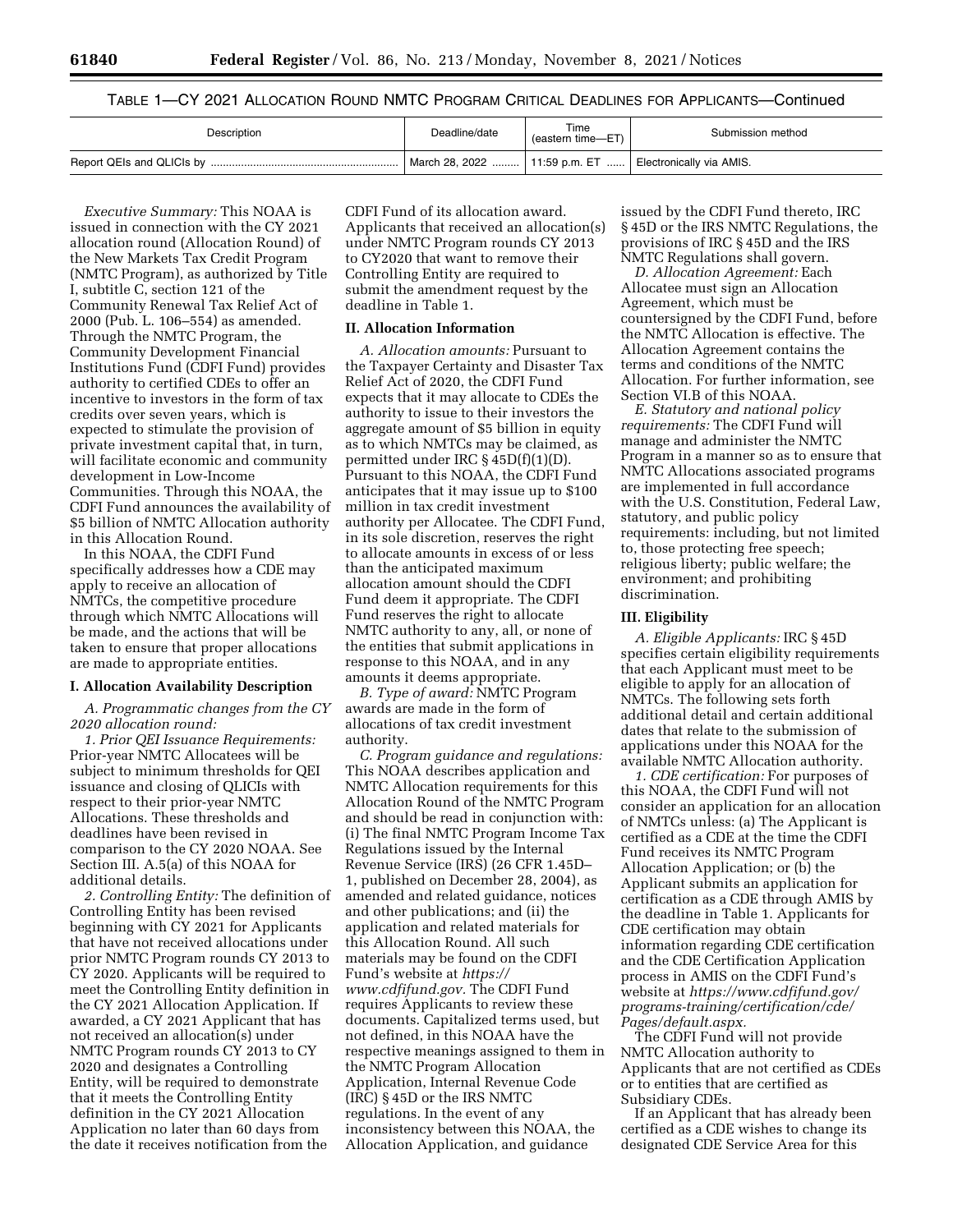TABLE 1—CY 2021 ALLOCATION ROUND NMTC PROGRAM CRITICAL DEADLINES FOR APPLICANTS—Continued

| Description | Deadline/date | Time (eastern time—ET) | Submission method |
| --- | --- | --- | --- |
| Report QEIs and QLICIs by | March 28, 2022 | 11:59 p.m. ET | Electronically via AMIS. |

*Executive Summary:* This NOAA is issued in connection with the CY 2021 allocation round (Allocation Round) of the New Markets Tax Credit Program (NMTC Program), as authorized by Title I, subtitle C, section 121 of the Community Renewal Tax Relief Act of 2000 (Pub. L. 106–554) as amended. Through the NMTC Program, the Community Development Financial Institutions Fund (CDFI Fund) provides authority to certified CDEs to offer an incentive to investors in the form of tax credits over seven years, which is expected to stimulate the provision of private investment capital that, in turn, will facilitate economic and community development in Low-Income Communities. Through this NOAA, the CDFI Fund announces the availability of $5 billion of NMTC Allocation authority in this Allocation Round.

In this NOAA, the CDFI Fund specifically addresses how a CDE may apply to receive an allocation of NMTCs, the competitive procedure through which NMTC Allocations will be made, and the actions that will be taken to ensure that proper allocations are made to appropriate entities.

## I. Allocation Availability Description

*A. Programmatic changes from the CY 2020 allocation round:*

*1. Prior QEI Issuance Requirements:* Prior-year NMTC Allocatees will be subject to minimum thresholds for QEI issuance and closing of QLICIs with respect to their prior-year NMTC Allocations. These thresholds and deadlines have been revised in comparison to the CY 2020 NOAA. See Section III. A.5(a) of this NOAA for additional details.

*2. Controlling Entity:* The definition of Controlling Entity has been revised beginning with CY 2021 for Applicants that have not received allocations under prior NMTC Program rounds CY 2013 to CY 2020. Applicants will be required to meet the Controlling Entity definition in the CY 2021 Allocation Application. If awarded, a CY 2021 Applicant that has not received an allocation(s) under NMTC Program rounds CY 2013 to CY 2020 and designates a Controlling Entity, will be required to demonstrate that it meets the Controlling Entity definition in the CY 2021 Allocation Application no later than 60 days from the date it receives notification from the CDFI Fund of its allocation award. Applicants that received an allocation(s) under NMTC Program rounds CY 2013 to CY2020 that want to remove their Controlling Entity are required to submit the amendment request by the deadline in Table 1.

## II. Allocation Information

*A. Allocation amounts:* Pursuant to the Taxpayer Certainty and Disaster Tax Relief Act of 2020, the CDFI Fund expects that it may allocate to CDEs the authority to issue to their investors the aggregate amount of $5 billion in equity as to which NMTCs may be claimed, as permitted under IRC § 45D(f)(1)(D). Pursuant to this NOAA, the CDFI Fund anticipates that it may issue up to $100 million in tax credit investment authority per Allocatee. The CDFI Fund, in its sole discretion, reserves the right to allocate amounts in excess of or less than the anticipated maximum allocation amount should the CDFI Fund deem it appropriate. The CDFI Fund reserves the right to allocate NMTC authority to any, all, or none of the entities that submit applications in response to this NOAA, and in any amounts it deems appropriate.

*B. Type of award:* NMTC Program awards are made in the form of allocations of tax credit investment authority.

*C. Program guidance and regulations:* This NOAA describes application and NMTC Allocation requirements for this Allocation Round of the NMTC Program and should be read in conjunction with: (i) The final NMTC Program Income Tax Regulations issued by the Internal Revenue Service (IRS) (26 CFR 1.45D–1, published on December 28, 2004), as amended and related guidance, notices and other publications; and (ii) the application and related materials for this Allocation Round. All such materials may be found on the CDFI Fund's website at *https://www.cdfifund.gov.* The CDFI Fund requires Applicants to review these documents. Capitalized terms used, but not defined, in this NOAA have the respective meanings assigned to them in the NMTC Program Allocation Application, Internal Revenue Code (IRC) § 45D or the IRS NMTC regulations. In the event of any inconsistency between this NOAA, the Allocation Application, and guidance issued by the CDFI Fund thereto, IRC § 45D or the IRS NMTC Regulations, the provisions of IRC § 45D and the IRS NMTC Regulations shall govern.

*D. Allocation Agreement:* Each Allocatee must sign an Allocation Agreement, which must be countersigned by the CDFI Fund, before the NMTC Allocation is effective. The Allocation Agreement contains the terms and conditions of the NMTC Allocation. For further information, see Section VI.B of this NOAA.

*E. Statutory and national policy requirements:* The CDFI Fund will manage and administer the NMTC Program in a manner so as to ensure that NMTC Allocations associated programs are implemented in full accordance with the U.S. Constitution, Federal Law, statutory, and public policy requirements: including, but not limited to, those protecting free speech; religious liberty; public welfare; the environment; and prohibiting discrimination.

## III. Eligibility

*A. Eligible Applicants:* IRC § 45D specifies certain eligibility requirements that each Applicant must meet to be eligible to apply for an allocation of NMTCs. The following sets forth additional detail and certain additional dates that relate to the submission of applications under this NOAA for the available NMTC Allocation authority.

*1. CDE certification:* For purposes of this NOAA, the CDFI Fund will not consider an application for an allocation of NMTCs unless: (a) The Applicant is certified as a CDE at the time the CDFI Fund receives its NMTC Program Allocation Application; or (b) the Applicant submits an application for certification as a CDE through AMIS by the deadline in Table 1. Applicants for CDE certification may obtain information regarding CDE certification and the CDE Certification Application process in AMIS on the CDFI Fund's website at *https://www.cdfifund.gov/programs-training/certification/cde/Pages/default.aspx.*

The CDFI Fund will not provide NMTC Allocation authority to Applicants that are not certified as CDEs or to entities that are certified as Subsidiary CDEs.

If an Applicant that has already been certified as a CDE wishes to change its designated CDE Service Area for this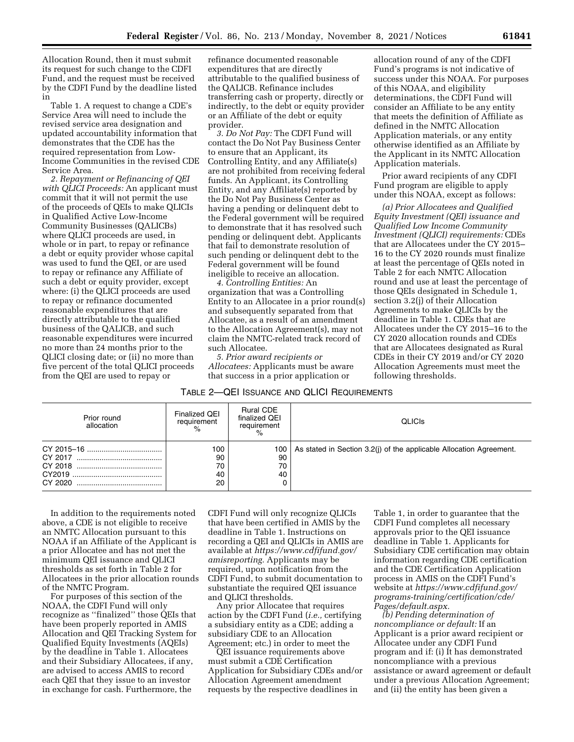Allocation Round, then it must submit its request for such change to the CDFI Fund, and the request must be received by the CDFI Fund by the deadline listed in Table 1. A request to change a CDE's Service Area will need to include the revised service area designation and updated accountability information that demonstrates that the CDE has the required representation from Low-Income Communities in the revised CDE Service Area.

*2. Repayment or Refinancing of QEI with QLICI Proceeds:* An applicant must commit that it will not permit the use of the proceeds of QEIs to make QLICIs in Qualified Active Low-Income Community Businesses (QALICBs) where QLICI proceeds are used, in whole or in part, to repay or refinance a debt or equity provider whose capital was used to fund the QEI, or are used to repay or refinance any Affiliate of such a debt or equity provider, except where: (i) the QLICI proceeds are used to repay or refinance documented reasonable expenditures that are directly attributable to the qualified business of the QALICB, and such reasonable expenditures were incurred no more than 24 months prior to the QLICI closing date; or (ii) no more than five percent of the total QLICI proceeds from the QEI are used to repay or refinance documented reasonable expenditures that are directly attributable to the qualified business of the QALICB. Refinance includes transferring cash or property, directly or indirectly, to the debt or equity provider or an Affiliate of the debt or equity provider.

*3. Do Not Pay:* The CDFI Fund will contact the Do Not Pay Business Center to ensure that an Applicant, its Controlling Entity, and any Affiliate(s) are not prohibited from receiving federal funds. An Applicant, its Controlling Entity, and any Affiliate(s) reported by the Do Not Pay Business Center as having a pending or delinquent debt to the Federal government will be required to demonstrate that it has resolved such pending or delinquent debt. Applicants that fail to demonstrate resolution of such pending or delinquent debt to the Federal government will be found ineligible to receive an allocation.

*4. Controlling Entities:* An organization that was a Controlling Entity to an Allocatee in a prior round(s) and subsequently separated from that Allocatee, as a result of an amendment to the Allocation Agreement(s), may not claim the NMTC-related track record of such Allocatee.

*5. Prior award recipients or Allocatees:* Applicants must be aware that success in a prior application or allocation round of any of the CDFI Fund's programs is not indicative of success under this NOAA. For purposes of this NOAA, and eligibility determinations, the CDFI Fund will consider an Affiliate to be any entity that meets the definition of Affiliate as defined in the NMTC Allocation Application materials, or any entity otherwise identified as an Affiliate by the Applicant in its NMTC Allocation Application materials.

Prior award recipients of any CDFI Fund program are eligible to apply under this NOAA, except as follows:

*(a) Prior Allocatees and Qualified Equity Investment (QEI) issuance and Qualified Low Income Community Investment (QLICI) requirements:* CDEs that are Allocatees under the CY 2015–16 to the CY 2020 rounds must finalize at least the percentage of QEIs noted in Table 2 for each NMTC Allocation round and use at least the percentage of those QEIs designated in Schedule 1, section 3.2(j) of their Allocation Agreements to make QLICIs by the deadline in Table 1. CDEs that are Allocatees under the CY 2015–16 to the CY 2020 allocation rounds and CDEs that are Allocatees designated as Rural CDEs in their CY 2019 and/or CY 2020 Allocation Agreements must meet the following thresholds.

TABLE 2—QEI ISSUANCE AND QLICI REQUIREMENTS

| Prior round allocation | Finalized QEI requirement % | Rural CDE finalized QEI requirement % | QLICIs |
|---|---|---|---|
| CY 2015–16 | 100 | 100 | As stated in Section 3.2(j) of the applicable Allocation Agreement. |
| CY 2017 | 90 | 90 | |
| CY 2018 | 70 | 70 | |
| CY2019 | 40 | 40 | |
| CY 2020 | 20 | 0 | |

In addition to the requirements noted above, a CDE is not eligible to receive an NMTC Allocation pursuant to this NOAA if an Affiliate of the Applicant is a prior Allocatee and has not met the minimum QEI issuance and QLICI thresholds as set forth in Table 2 for Allocatees in the prior allocation rounds of the NMTC Program.

For purposes of this section of the NOAA, the CDFI Fund will only recognize as "finalized" those QEIs that have been properly reported in AMIS Allocation and QEI Tracking System for Qualified Equity Investments (AQEIs) by the deadline in Table 1. Allocatees and their Subsidiary Allocatees, if any, are advised to access AMIS to record each QEI that they issue to an investor in exchange for cash. Furthermore, the CDFI Fund will only recognize QLICIs that have been certified in AMIS by the deadline in Table 1. Instructions on recording a QEI and QLICIs in AMIS are available at *https://www.cdfifund.gov/amisreporting.* Applicants may be required, upon notification from the CDFI Fund, to submit documentation to substantiate the required QEI issuance and QLICI thresholds.

Any prior Allocatee that requires action by the CDFI Fund (*i.e.,* certifying a subsidiary entity as a CDE; adding a subsidiary CDE to an Allocation Agreement; etc.) in order to meet the QEI issuance requirements above must submit a CDE Certification Application for Subsidiary CDEs and/or Allocation Agreement amendment requests by the respective deadlines in Table 1, in order to guarantee that the CDFI Fund completes all necessary approvals prior to the QEI issuance deadline in Table 1. Applicants for Subsidiary CDE certification may obtain information regarding CDE certification and the CDE Certification Application process in AMIS on the CDFI Fund's website at *https://www.cdfifund.gov/programs-training/certification/cde/Pages/default.aspx.*

*(b) Pending determination of noncompliance or default:* If an Applicant is a prior award recipient or Allocatee under any CDFI Fund program and if: (i) It has demonstrated noncompliance with a previous assistance or award agreement or default under a previous Allocation Agreement; and (ii) the entity has been given a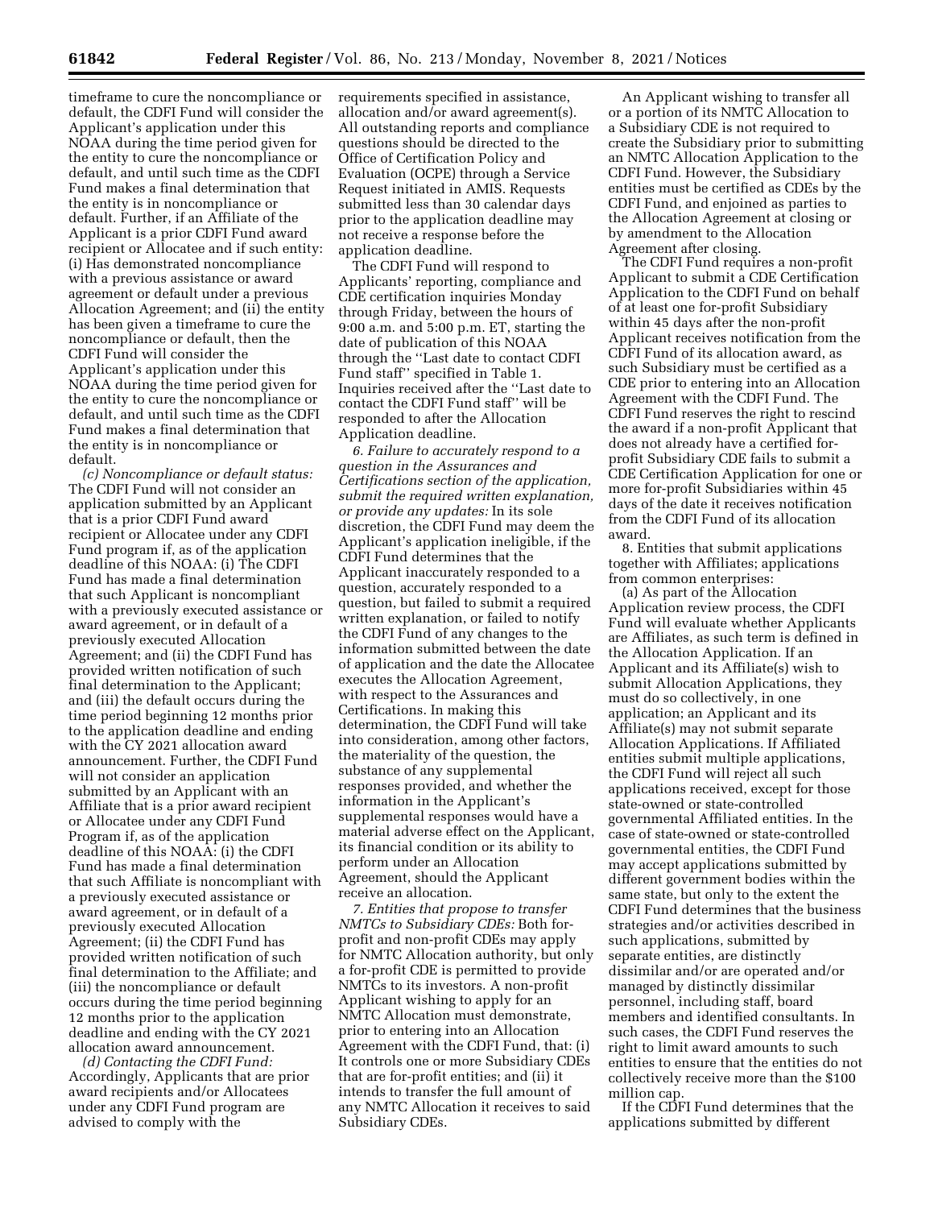timeframe to cure the noncompliance or default, the CDFI Fund will consider the Applicant's application under this NOAA during the time period given for the entity to cure the noncompliance or default, and until such time as the CDFI Fund makes a final determination that the entity is in noncompliance or default. Further, if an Affiliate of the Applicant is a prior CDFI Fund award recipient or Allocatee and if such entity: (i) Has demonstrated noncompliance with a previous assistance or award agreement or default under a previous Allocation Agreement; and (ii) the entity has been given a timeframe to cure the noncompliance or default, then the CDFI Fund will consider the Applicant's application under this NOAA during the time period given for the entity to cure the noncompliance or default, and until such time as the CDFI Fund makes a final determination that the entity is in noncompliance or default.

*(c) Noncompliance or default status:* The CDFI Fund will not consider an application submitted by an Applicant that is a prior CDFI Fund award recipient or Allocatee under any CDFI Fund program if, as of the application deadline of this NOAA: (i) The CDFI Fund has made a final determination that such Applicant is noncompliant with a previously executed assistance or award agreement, or in default of a previously executed Allocation Agreement; and (ii) the CDFI Fund has provided written notification of such final determination to the Applicant; and (iii) the default occurs during the time period beginning 12 months prior to the application deadline and ending with the CY 2021 allocation award announcement. Further, the CDFI Fund will not consider an application submitted by an Applicant with an Affiliate that is a prior award recipient or Allocatee under any CDFI Fund Program if, as of the application deadline of this NOAA: (i) the CDFI Fund has made a final determination that such Affiliate is noncompliant with a previously executed assistance or award agreement, or in default of a previously executed Allocation Agreement; (ii) the CDFI Fund has provided written notification of such final determination to the Affiliate; and (iii) the noncompliance or default occurs during the time period beginning 12 months prior to the application deadline and ending with the CY 2021 allocation award announcement.

*(d) Contacting the CDFI Fund:* Accordingly, Applicants that are prior award recipients and/or Allocatees under any CDFI Fund program are advised to comply with the requirements specified in assistance, allocation and/or award agreement(s). All outstanding reports and compliance questions should be directed to the Office of Certification Policy and Evaluation (OCPE) through a Service Request initiated in AMIS. Requests submitted less than 30 calendar days prior to the application deadline may not receive a response before the application deadline.

The CDFI Fund will respond to Applicants' reporting, compliance and CDE certification inquiries Monday through Friday, between the hours of 9:00 a.m. and 5:00 p.m. ET, starting the date of publication of this NOAA through the ''Last date to contact CDFI Fund staff'' specified in Table 1. Inquiries received after the ''Last date to contact the CDFI Fund staff'' will be responded to after the Allocation Application deadline.

6. *Failure to accurately respond to a question in the Assurances and Certifications section of the application, submit the required written explanation, or provide any updates:* In its sole discretion, the CDFI Fund may deem the Applicant's application ineligible, if the CDFI Fund determines that the Applicant inaccurately responded to a question, accurately responded to a question, but failed to submit a required written explanation, or failed to notify the CDFI Fund of any changes to the information submitted between the date of application and the date the Allocatee executes the Allocation Agreement, with respect to the Assurances and Certifications. In making this determination, the CDFI Fund will take into consideration, among other factors, the materiality of the question, the substance of any supplemental responses provided, and whether the information in the Applicant's supplemental responses would have a material adverse effect on the Applicant, its financial condition or its ability to perform under an Allocation Agreement, should the Applicant receive an allocation.

7. *Entities that propose to transfer NMTCs to Subsidiary CDEs:* Both for-profit and non-profit CDEs may apply for NMTC Allocation authority, but only a for-profit CDE is permitted to provide NMTCs to its investors. A non-profit Applicant wishing to apply for an NMTC Allocation must demonstrate, prior to entering into an Allocation Agreement with the CDFI Fund, that: (i) It controls one or more Subsidiary CDEs that are for-profit entities; and (ii) it intends to transfer the full amount of any NMTC Allocation it receives to said Subsidiary CDEs.

An Applicant wishing to transfer all or a portion of its NMTC Allocation to a Subsidiary CDE is not required to create the Subsidiary prior to submitting an NMTC Allocation Application to the CDFI Fund. However, the Subsidiary entities must be certified as CDEs by the CDFI Fund, and enjoined as parties to the Allocation Agreement at closing or by amendment to the Allocation Agreement after closing.

The CDFI Fund requires a non-profit Applicant to submit a CDE Certification Application to the CDFI Fund on behalf of at least one for-profit Subsidiary within 45 days after the non-profit Applicant receives notification from the CDFI Fund of its allocation award, as such Subsidiary must be certified as a CDE prior to entering into an Allocation Agreement with the CDFI Fund. The CDFI Fund reserves the right to rescind the award if a non-profit Applicant that does not already have a certified for-profit Subsidiary CDE fails to submit a CDE Certification Application for one or more for-profit Subsidiaries within 45 days of the date it receives notification from the CDFI Fund of its allocation award.

8. Entities that submit applications together with Affiliates; applications from common enterprises:

(a) As part of the Allocation Application review process, the CDFI Fund will evaluate whether Applicants are Affiliates, as such term is defined in the Allocation Application. If an Applicant and its Affiliate(s) wish to submit Allocation Applications, they must do so collectively, in one application; an Applicant and its Affiliate(s) may not submit separate Allocation Applications. If Affiliated entities submit multiple applications, the CDFI Fund will reject all such applications received, except for those state-owned or state-controlled governmental Affiliated entities. In the case of state-owned or state-controlled governmental entities, the CDFI Fund may accept applications submitted by different government bodies within the same state, but only to the extent the CDFI Fund determines that the business strategies and/or activities described in such applications, submitted by separate entities, are distinctly dissimilar and/or are operated and/or managed by distinctly dissimilar personnel, including staff, board members and identified consultants. In such cases, the CDFI Fund reserves the right to limit award amounts to such entities to ensure that the entities do not collectively receive more than the $100 million cap.

If the CDFI Fund determines that the applications submitted by different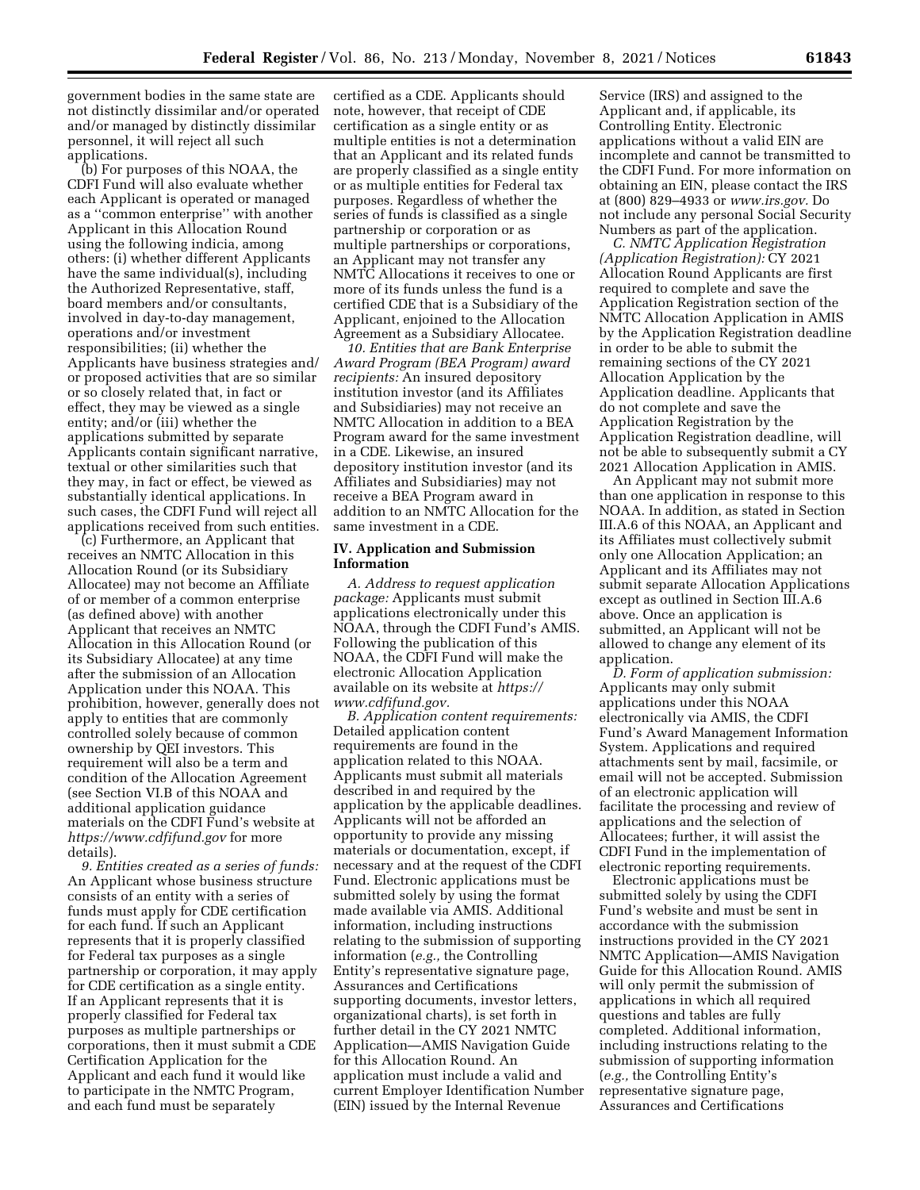government bodies in the same state are not distinctly dissimilar and/or operated and/or managed by distinctly dissimilar personnel, it will reject all such applications.

(b) For purposes of this NOAA, the CDFI Fund will also evaluate whether each Applicant is operated or managed as a ''common enterprise'' with another Applicant in this Allocation Round using the following indicia, among others: (i) whether different Applicants have the same individual(s), including the Authorized Representative, staff, board members and/or consultants, involved in day-to-day management, operations and/or investment responsibilities; (ii) whether the Applicants have business strategies and/or proposed activities that are so similar or so closely related that, in fact or effect, they may be viewed as a single entity; and/or (iii) whether the applications submitted by separate Applicants contain significant narrative, textual or other similarities such that they may, in fact or effect, be viewed as substantially identical applications. In such cases, the CDFI Fund will reject all applications received from such entities.

(c) Furthermore, an Applicant that receives an NMTC Allocation in this Allocation Round (or its Subsidiary Allocatee) may not become an Affiliate of or member of a common enterprise (as defined above) with another Applicant that receives an NMTC Allocation in this Allocation Round (or its Subsidiary Allocatee) at any time after the submission of an Allocation Application under this NOAA. This prohibition, however, generally does not apply to entities that are commonly controlled solely because of common ownership by QEI investors. This requirement will also be a term and condition of the Allocation Agreement (see Section VI.B of this NOAA and additional application guidance materials on the CDFI Fund's website at *https://www.cdfifund.gov* for more details).

*9. Entities created as a series of funds:* An Applicant whose business structure consists of an entity with a series of funds must apply for CDE certification for each fund. If such an Applicant represents that it is properly classified for Federal tax purposes as a single partnership or corporation, it may apply for CDE certification as a single entity. If an Applicant represents that it is properly classified for Federal tax purposes as multiple partnerships or corporations, then it must submit a CDE Certification Application for the Applicant and each fund it would like to participate in the NMTC Program, and each fund must be separately certified as a CDE. Applicants should note, however, that receipt of CDE certification as a single entity or as multiple entities is not a determination that an Applicant and its related funds are properly classified as a single entity or as multiple entities for Federal tax purposes. Regardless of whether the series of funds is classified as a single partnership or corporation or as multiple partnerships or corporations, an Applicant may not transfer any NMTC Allocations it receives to one or more of its funds unless the fund is a certified CDE that is a Subsidiary of the Applicant, enjoined to the Allocation Agreement as a Subsidiary Allocatee.

*10. Entities that are Bank Enterprise Award Program (BEA Program) award recipients:* An insured depository institution investor (and its Affiliates and Subsidiaries) may not receive an NMTC Allocation in addition to a BEA Program award for the same investment in a CDE. Likewise, an insured depository institution investor (and its Affiliates and Subsidiaries) may not receive a BEA Program award in addition to an NMTC Allocation for the same investment in a CDE.

## IV. Application and Submission Information

*A. Address to request application package:* Applicants must submit applications electronically under this NOAA, through the CDFI Fund's AMIS. Following the publication of this NOAA, the CDFI Fund will make the electronic Allocation Application available on its website at *https://www.cdfifund.gov*.

*B. Application content requirements:* Detailed application content requirements are found in the application related to this NOAA. Applicants must submit all materials described in and required by the application by the applicable deadlines. Applicants will not be afforded an opportunity to provide any missing materials or documentation, except, if necessary and at the request of the CDFI Fund. Electronic applications must be submitted solely by using the format made available via AMIS. Additional information, including instructions relating to the submission of supporting information (*e.g.,* the Controlling Entity's representative signature page, Assurances and Certifications supporting documents, investor letters, organizational charts), is set forth in further detail in the CY 2021 NMTC Application—AMIS Navigation Guide for this Allocation Round. An application must include a valid and current Employer Identification Number (EIN) issued by the Internal Revenue Service (IRS) and assigned to the Applicant and, if applicable, its Controlling Entity. Electronic applications without a valid EIN are incomplete and cannot be transmitted to the CDFI Fund. For more information on obtaining an EIN, please contact the IRS at (800) 829–4933 or *www.irs.gov*. Do not include any personal Social Security Numbers as part of the application.

*C. NMTC Application Registration (Application Registration):* CY 2021 Allocation Round Applicants are first required to complete and save the Application Registration section of the NMTC Allocation Application in AMIS by the Application Registration deadline in order to be able to submit the remaining sections of the CY 2021 Allocation Application by the Application deadline. Applicants that do not complete and save the Application Registration by the Application Registration deadline, will not be able to subsequently submit a CY 2021 Allocation Application in AMIS.

An Applicant may not submit more than one application in response to this NOAA. In addition, as stated in Section III.A.6 of this NOAA, an Applicant and its Affiliates must collectively submit only one Allocation Application; an Applicant and its Affiliates may not submit separate Allocation Applications except as outlined in Section III.A.6 above. Once an application is submitted, an Applicant will not be allowed to change any element of its application.

*D. Form of application submission:* Applicants may only submit applications under this NOAA electronically via AMIS, the CDFI Fund's Award Management Information System. Applications and required attachments sent by mail, facsimile, or email will not be accepted. Submission of an electronic application will facilitate the processing and review of applications and the selection of Allocatees; further, it will assist the CDFI Fund in the implementation of electronic reporting requirements.

Electronic applications must be submitted solely by using the CDFI Fund's website and must be sent in accordance with the submission instructions provided in the CY 2021 NMTC Application—AMIS Navigation Guide for this Allocation Round. AMIS will only permit the submission of applications in which all required questions and tables are fully completed. Additional information, including instructions relating to the submission of supporting information (*e.g.,* the Controlling Entity's representative signature page, Assurances and Certifications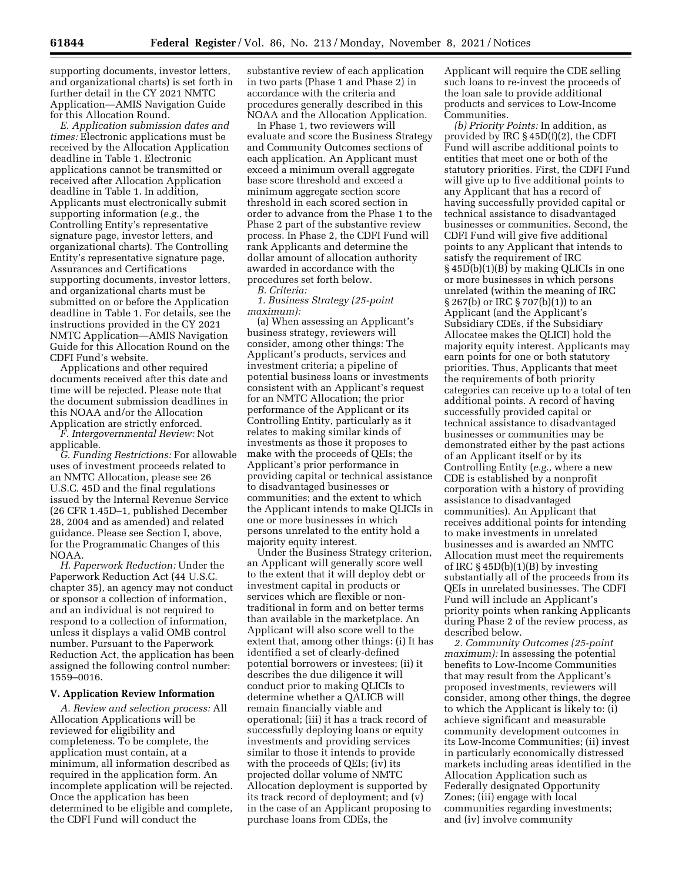supporting documents, investor letters, and organizational charts) is set forth in further detail in the CY 2021 NMTC Application—AMIS Navigation Guide for this Allocation Round.

*E. Application submission dates and times:* Electronic applications must be received by the Allocation Application deadline in Table 1. Electronic applications cannot be transmitted or received after Allocation Application deadline in Table 1. In addition, Applicants must electronically submit supporting information (*e.g.,* the Controlling Entity's representative signature page, investor letters, and organizational charts). The Controlling Entity's representative signature page, Assurances and Certifications supporting documents, investor letters, and organizational charts must be submitted on or before the Application deadline in Table 1. For details, see the instructions provided in the CY 2021 NMTC Application—AMIS Navigation Guide for this Allocation Round on the CDFI Fund's website.

Applications and other required documents received after this date and time will be rejected. Please note that the document submission deadlines in this NOAA and/or the Allocation Application are strictly enforced.

*F. Intergovernmental Review:* Not applicable.

*G. Funding Restrictions:* For allowable uses of investment proceeds related to an NMTC Allocation, please see 26 U.S.C. 45D and the final regulations issued by the Internal Revenue Service (26 CFR 1.45D–1, published December 28, 2004 and as amended) and related guidance. Please see Section I, above, for the Programmatic Changes of this NOAA.

*H. Paperwork Reduction:* Under the Paperwork Reduction Act (44 U.S.C. chapter 35), an agency may not conduct or sponsor a collection of information, and an individual is not required to respond to a collection of information, unless it displays a valid OMB control number. Pursuant to the Paperwork Reduction Act, the application has been assigned the following control number: 1559–0016.

## V. Application Review Information

*A. Review and selection process:* All Allocation Applications will be reviewed for eligibility and completeness. To be complete, the application must contain, at a minimum, all information described as required in the application form. An incomplete application will be rejected. Once the application has been determined to be eligible and complete, the CDFI Fund will conduct the substantive review of each application in two parts (Phase 1 and Phase 2) in accordance with the criteria and procedures generally described in this NOAA and the Allocation Application.

In Phase 1, two reviewers will evaluate and score the Business Strategy and Community Outcomes sections of each application. An Applicant must exceed a minimum overall aggregate base score threshold and exceed a minimum aggregate section score threshold in each scored section in order to advance from the Phase 1 to the Phase 2 part of the substantive review process. In Phase 2, the CDFI Fund will rank Applicants and determine the dollar amount of allocation authority awarded in accordance with the procedures set forth below.

*B. Criteria:*

*1. Business Strategy (25-point maximum):*

(a) When assessing an Applicant's business strategy, reviewers will consider, among other things: The Applicant's products, services and investment criteria; a pipeline of potential business loans or investments consistent with an Applicant's request for an NMTC Allocation; the prior performance of the Applicant or its Controlling Entity, particularly as it relates to making similar kinds of investments as those it proposes to make with the proceeds of QEIs; the Applicant's prior performance in providing capital or technical assistance to disadvantaged businesses or communities; and the extent to which the Applicant intends to make QLICIs in one or more businesses in which persons unrelated to the entity hold a majority equity interest.

Under the Business Strategy criterion, an Applicant will generally score well to the extent that it will deploy debt or investment capital in products or services which are flexible or non-traditional in form and on better terms than available in the marketplace. An Applicant will also score well to the extent that, among other things: (i) It has identified a set of clearly-defined potential borrowers or investees; (ii) it describes the due diligence it will conduct prior to making QLICIs to determine whether a QALICB will remain financially viable and operational; (iii) it has a track record of successfully deploying loans or equity investments and providing services similar to those it intends to provide with the proceeds of QEIs; (iv) its projected dollar volume of NMTC Allocation deployment is supported by its track record of deployment; and (v) in the case of an Applicant proposing to purchase loans from CDEs, the Applicant will require the CDE selling such loans to re-invest the proceeds of the loan sale to provide additional products and services to Low-Income Communities.

*(b) Priority Points:* In addition, as provided by IRC § 45D(f)(2), the CDFI Fund will ascribe additional points to entities that meet one or both of the statutory priorities. First, the CDFI Fund will give up to five additional points to any Applicant that has a record of having successfully provided capital or technical assistance to disadvantaged businesses or communities. Second, the CDFI Fund will give five additional points to any Applicant that intends to satisfy the requirement of IRC § 45D(b)(1)(B) by making QLICIs in one or more businesses in which persons unrelated (within the meaning of IRC § 267(b) or IRC § 707(b)(1)) to an Applicant (and the Applicant's Subsidiary CDEs, if the Subsidiary Allocatee makes the QLICI) hold the majority equity interest. Applicants may earn points for one or both statutory priorities. Thus, Applicants that meet the requirements of both priority categories can receive up to a total of ten additional points. A record of having successfully provided capital or technical assistance to disadvantaged businesses or communities may be demonstrated either by the past actions of an Applicant itself or by its Controlling Entity (*e.g.,* where a new CDE is established by a nonprofit corporation with a history of providing assistance to disadvantaged communities). An Applicant that receives additional points for intending to make investments in unrelated businesses and is awarded an NMTC Allocation must meet the requirements of IRC § 45D(b)(1)(B) by investing substantially all of the proceeds from its QEIs in unrelated businesses. The CDFI Fund will include an Applicant's priority points when ranking Applicants during Phase 2 of the review process, as described below.

*2. Community Outcomes (25-point maximum):* In assessing the potential benefits to Low-Income Communities that may result from the Applicant's proposed investments, reviewers will consider, among other things, the degree to which the Applicant is likely to: (i) achieve significant and measurable community development outcomes in its Low-Income Communities; (ii) invest in particularly economically distressed markets including areas identified in the Allocation Application such as Federally designated Opportunity Zones; (iii) engage with local communities regarding investments; and (iv) involve community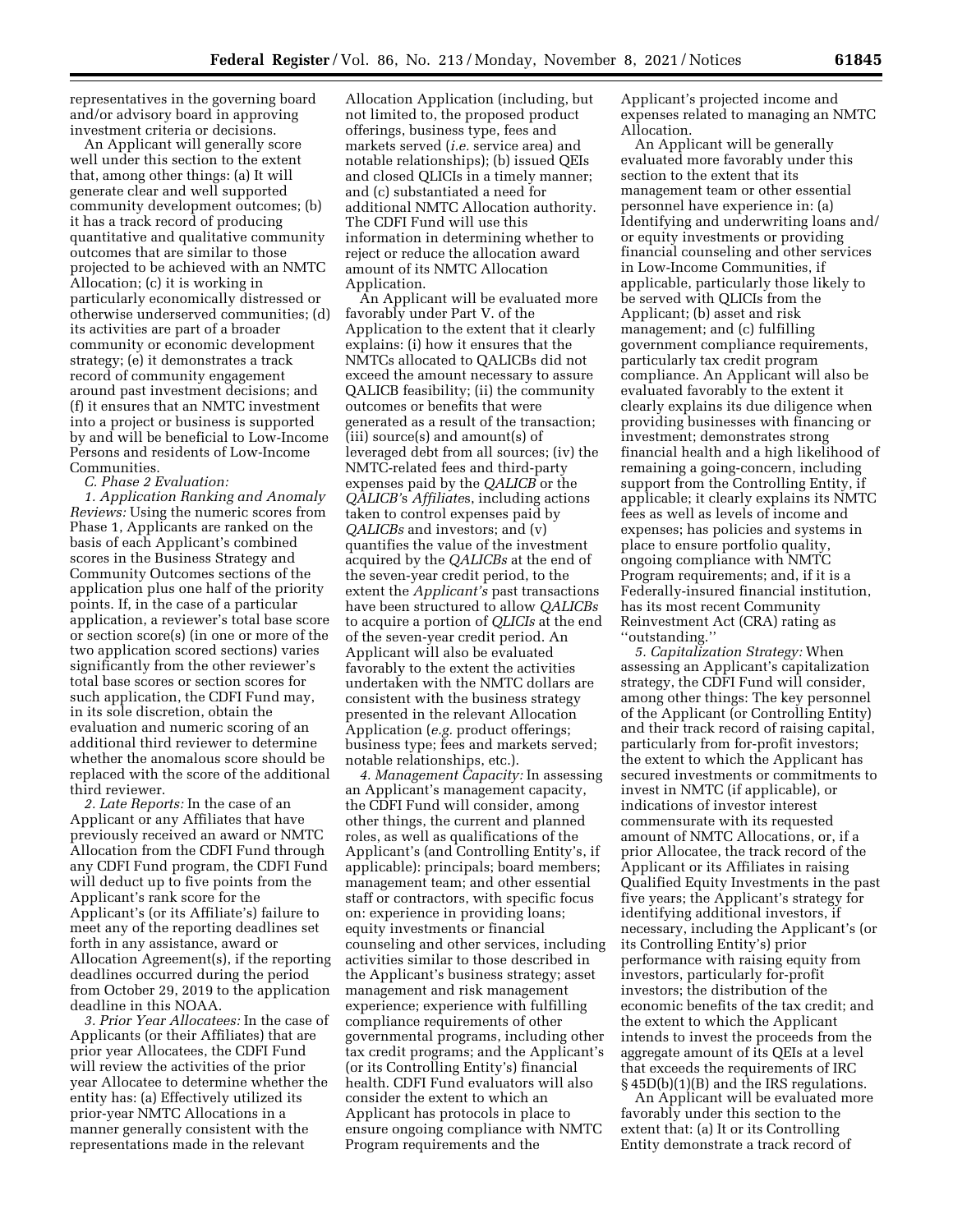representatives in the governing board and/or advisory board in approving investment criteria or decisions.

An Applicant will generally score well under this section to the extent that, among other things: (a) It will generate clear and well supported community development outcomes; (b) it has a track record of producing quantitative and qualitative community outcomes that are similar to those projected to be achieved with an NMTC Allocation; (c) it is working in particularly economically distressed or otherwise underserved communities; (d) its activities are part of a broader community or economic development strategy; (e) it demonstrates a track record of community engagement around past investment decisions; and (f) it ensures that an NMTC investment into a project or business is supported by and will be beneficial to Low-Income Persons and residents of Low-Income Communities.

*C. Phase 2 Evaluation:*

*1. Application Ranking and Anomaly Reviews:* Using the numeric scores from Phase 1, Applicants are ranked on the basis of each Applicant's combined scores in the Business Strategy and Community Outcomes sections of the application plus one half of the priority points. If, in the case of a particular application, a reviewer's total base score or section score(s) (in one or more of the two application scored sections) varies significantly from the other reviewer's total base scores or section scores for such application, the CDFI Fund may, in its sole discretion, obtain the evaluation and numeric scoring of an additional third reviewer to determine whether the anomalous score should be replaced with the score of the additional third reviewer.

*2. Late Reports:* In the case of an Applicant or any Affiliates that have previously received an award or NMTC Allocation from the CDFI Fund through any CDFI Fund program, the CDFI Fund will deduct up to five points from the Applicant's rank score for the Applicant's (or its Affiliate's) failure to meet any of the reporting deadlines set forth in any assistance, award or Allocation Agreement(s), if the reporting deadlines occurred during the period from October 29, 2019 to the application deadline in this NOAA.

*3. Prior Year Allocatees:* In the case of Applicants (or their Affiliates) that are prior year Allocatees, the CDFI Fund will review the activities of the prior year Allocatee to determine whether the entity has: (a) Effectively utilized its prior-year NMTC Allocations in a manner generally consistent with the representations made in the relevant Allocation Application (including, but not limited to, the proposed product offerings, business type, fees and markets served (*i.e.* service area) and notable relationships); (b) issued QEIs and closed QLICIs in a timely manner; and (c) substantiated a need for additional NMTC Allocation authority. The CDFI Fund will use this information in determining whether to reject or reduce the allocation award amount of its NMTC Allocation Application.

An Applicant will be evaluated more favorably under Part V. of the Application to the extent that it clearly explains: (i) how it ensures that the NMTCs allocated to QALICBs did not exceed the amount necessary to assure QALICB feasibility; (ii) the community outcomes or benefits that were generated as a result of the transaction; (iii) source(s) and amount(s) of leveraged debt from all sources; (iv) the NMTC-related fees and third-party expenses paid by the *QALICB* or the *QALICB's Affiliates*, including actions taken to control expenses paid by *QALICBs* and investors; and (v) quantifies the value of the investment acquired by the *QALICBs* at the end of the seven-year credit period, to the extent the *Applicant's* past transactions have been structured to allow *QALICBs* to acquire a portion of *QLICIs* at the end of the seven-year credit period. An Applicant will also be evaluated favorably to the extent the activities undertaken with the NMTC dollars are consistent with the business strategy presented in the relevant Allocation Application (*e.g.* product offerings; business type; fees and markets served; notable relationships, etc.).

*4. Management Capacity:* In assessing an Applicant's management capacity, the CDFI Fund will consider, among other things, the current and planned roles, as well as qualifications of the Applicant's (and Controlling Entity's, if applicable): principals; board members; management team; and other essential staff or contractors, with specific focus on: experience in providing loans; equity investments or financial counseling and other services, including activities similar to those described in the Applicant's business strategy; asset management and risk management experience; experience with fulfilling compliance requirements of other governmental programs, including other tax credit programs; and the Applicant's (or its Controlling Entity's) financial health. CDFI Fund evaluators will also consider the extent to which an Applicant has protocols in place to ensure ongoing compliance with NMTC Program requirements and the Applicant's projected income and expenses related to managing an NMTC Allocation.

An Applicant will be generally evaluated more favorably under this section to the extent that its management team or other essential personnel have experience in: (a) Identifying and underwriting loans and/or equity investments or providing financial counseling and other services in Low-Income Communities, if applicable, particularly those likely to be served with QLICIs from the Applicant; (b) asset and risk management; and (c) fulfilling government compliance requirements, particularly tax credit program compliance. An Applicant will also be evaluated favorably to the extent it clearly explains its due diligence when providing businesses with financing or investment; demonstrates strong financial health and a high likelihood of remaining a going-concern, including support from the Controlling Entity, if applicable; it clearly explains its NMTC fees as well as levels of income and expenses; has policies and systems in place to ensure portfolio quality, ongoing compliance with NMTC Program requirements; and, if it is a Federally-insured financial institution, has its most recent Community Reinvestment Act (CRA) rating as "outstanding."

*5. Capitalization Strategy:* When assessing an Applicant's capitalization strategy, the CDFI Fund will consider, among other things: The key personnel of the Applicant (or Controlling Entity) and their track record of raising capital, particularly from for-profit investors; the extent to which the Applicant has secured investments or commitments to invest in NMTC (if applicable), or indications of investor interest commensurate with its requested amount of NMTC Allocations, or, if a prior Allocatee, the track record of the Applicant or its Affiliates in raising Qualified Equity Investments in the past five years; the Applicant's strategy for identifying additional investors, if necessary, including the Applicant's (or its Controlling Entity's) prior performance with raising equity from investors, particularly for-profit investors; the distribution of the economic benefits of the tax credit; and the extent to which the Applicant intends to invest the proceeds from the aggregate amount of its QEIs at a level that exceeds the requirements of IRC § 45D(b)(1)(B) and the IRS regulations.

An Applicant will be evaluated more favorably under this section to the extent that: (a) It or its Controlling Entity demonstrate a track record of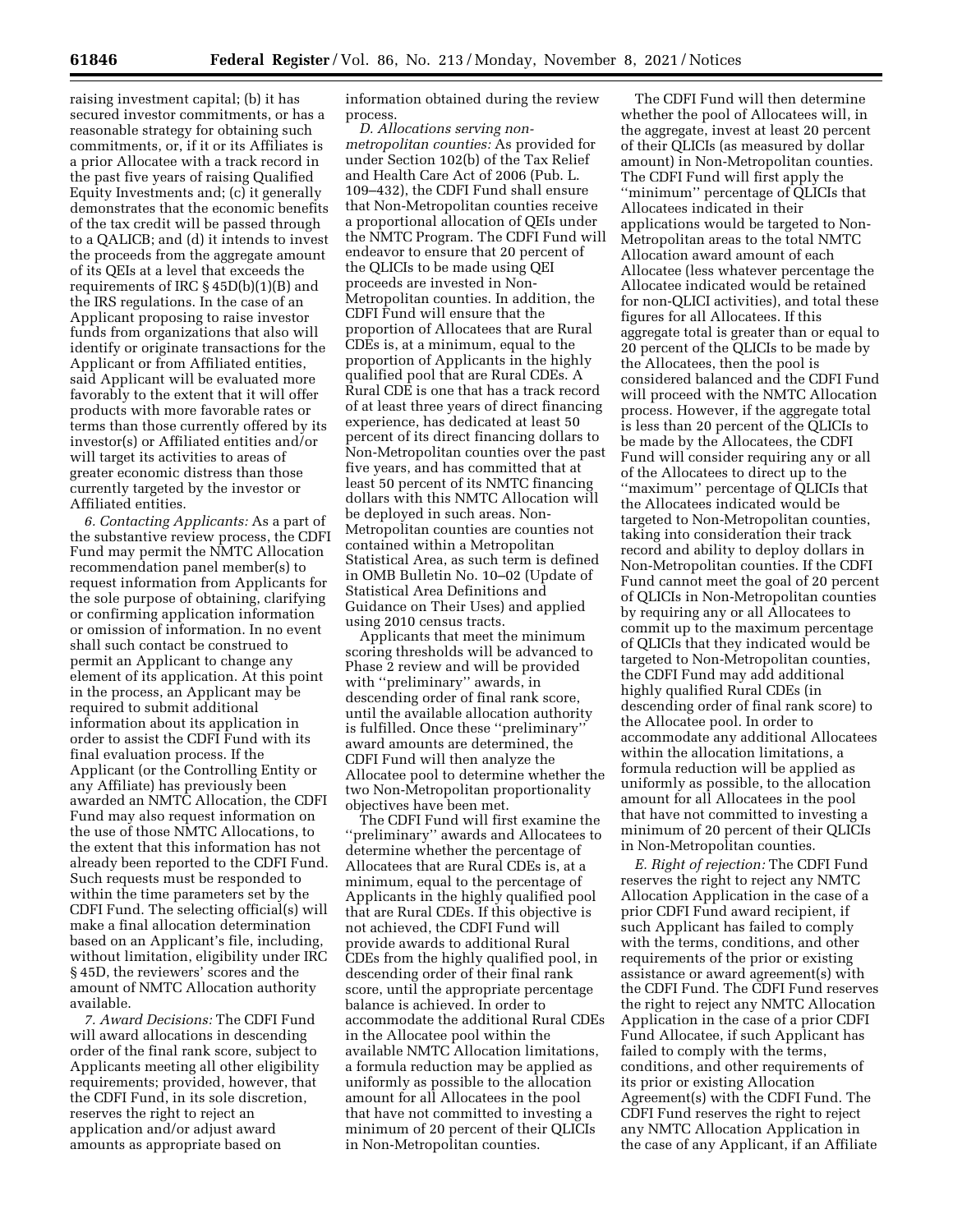raising investment capital; (b) it has secured investor commitments, or has a reasonable strategy for obtaining such commitments, or, if it or its Affiliates is a prior Allocatee with a track record in the past five years of raising Qualified Equity Investments and; (c) it generally demonstrates that the economic benefits of the tax credit will be passed through to a QALICB; and (d) it intends to invest the proceeds from the aggregate amount of its QEIs at a level that exceeds the requirements of IRC § 45D(b)(1)(B) and the IRS regulations. In the case of an Applicant proposing to raise investor funds from organizations that also will identify or originate transactions for the Applicant or from Affiliated entities, said Applicant will be evaluated more favorably to the extent that it will offer products with more favorable rates or terms than those currently offered by its investor(s) or Affiliated entities and/or will target its activities to areas of greater economic distress than those currently targeted by the investor or Affiliated entities.

*6. Contacting Applicants:* As a part of the substantive review process, the CDFI Fund may permit the NMTC Allocation recommendation panel member(s) to request information from Applicants for the sole purpose of obtaining, clarifying or confirming application information or omission of information. In no event shall such contact be construed to permit an Applicant to change any element of its application. At this point in the process, an Applicant may be required to submit additional information about its application in order to assist the CDFI Fund with its final evaluation process. If the Applicant (or the Controlling Entity or any Affiliate) has previously been awarded an NMTC Allocation, the CDFI Fund may also request information on the use of those NMTC Allocations, to the extent that this information has not already been reported to the CDFI Fund. Such requests must be responded to within the time parameters set by the CDFI Fund. The selecting official(s) will make a final allocation determination based on an Applicant's file, including, without limitation, eligibility under IRC § 45D, the reviewers' scores and the amount of NMTC Allocation authority available.

*7. Award Decisions:* The CDFI Fund will award allocations in descending order of the final rank score, subject to Applicants meeting all other eligibility requirements; provided, however, that the CDFI Fund, in its sole discretion, reserves the right to reject an application and/or adjust award amounts as appropriate based on information obtained during the review process.

*D. Allocations serving non-metropolitan counties:* As provided for under Section 102(b) of the Tax Relief and Health Care Act of 2006 (Pub. L. 109–432), the CDFI Fund shall ensure that Non-Metropolitan counties receive a proportional allocation of QEIs under the NMTC Program. The CDFI Fund will endeavor to ensure that 20 percent of the QLICIs to be made using QEI proceeds are invested in Non-Metropolitan counties. In addition, the CDFI Fund will ensure that the proportion of Allocatees that are Rural CDEs is, at a minimum, equal to the proportion of Applicants in the highly qualified pool that are Rural CDEs. A Rural CDE is one that has a track record of at least three years of direct financing experience, has dedicated at least 50 percent of its direct financing dollars to Non-Metropolitan counties over the past five years, and has committed that at least 50 percent of its NMTC financing dollars with this NMTC Allocation will be deployed in such areas. Non-Metropolitan counties are counties not contained within a Metropolitan Statistical Area, as such term is defined in OMB Bulletin No. 10–02 (Update of Statistical Area Definitions and Guidance on Their Uses) and applied using 2010 census tracts.

Applicants that meet the minimum scoring thresholds will be advanced to Phase 2 review and will be provided with "preliminary" awards, in descending order of final rank score, until the available allocation authority is fulfilled. Once these "preliminary" award amounts are determined, the CDFI Fund will then analyze the Allocatee pool to determine whether the two Non-Metropolitan proportionality objectives have been met.

The CDFI Fund will first examine the "preliminary" awards and Allocatees to determine whether the percentage of Allocatees that are Rural CDEs is, at a minimum, equal to the percentage of Applicants in the highly qualified pool that are Rural CDEs. If this objective is not achieved, the CDFI Fund will provide awards to additional Rural CDEs from the highly qualified pool, in descending order of their final rank score, until the appropriate percentage balance is achieved. In order to accommodate the additional Rural CDEs in the Allocatee pool within the available NMTC Allocation limitations, a formula reduction may be applied as uniformly as possible to the allocation amount for all Allocatees in the pool that have not committed to investing a minimum of 20 percent of their QLICIs in Non-Metropolitan counties.

The CDFI Fund will then determine whether the pool of Allocatees will, in the aggregate, invest at least 20 percent of their QLICIs (as measured by dollar amount) in Non-Metropolitan counties. The CDFI Fund will first apply the "minimum" percentage of QLICIs that Allocatees indicated in their applications would be targeted to Non-Metropolitan areas to the total NMTC Allocation award amount of each Allocatee (less whatever percentage the Allocatee indicated would be retained for non-QLICI activities), and total these figures for all Allocatees. If this aggregate total is greater than or equal to 20 percent of the QLICIs to be made by the Allocatees, then the pool is considered balanced and the CDFI Fund will proceed with the NMTC Allocation process. However, if the aggregate total is less than 20 percent of the QLICIs to be made by the Allocatees, the CDFI Fund will consider requiring any or all of the Allocatees to direct up to the "maximum" percentage of QLICIs that the Allocatees indicated would be targeted to Non-Metropolitan counties, taking into consideration their track record and ability to deploy dollars in Non-Metropolitan counties. If the CDFI Fund cannot meet the goal of 20 percent of QLICIs in Non-Metropolitan counties by requiring any or all Allocatees to commit up to the maximum percentage of QLICIs that they indicated would be targeted to Non-Metropolitan counties, the CDFI Fund may add additional highly qualified Rural CDEs (in descending order of final rank score) to the Allocatee pool. In order to accommodate any additional Allocatees within the allocation limitations, a formula reduction will be applied as uniformly as possible, to the allocation amount for all Allocatees in the pool that have not committed to investing a minimum of 20 percent of their QLICIs in Non-Metropolitan counties.

*E. Right of rejection:* The CDFI Fund reserves the right to reject any NMTC Allocation Application in the case of a prior CDFI Fund award recipient, if such Applicant has failed to comply with the terms, conditions, and other requirements of the prior or existing assistance or award agreement(s) with the CDFI Fund. The CDFI Fund reserves the right to reject any NMTC Allocation Application in the case of a prior CDFI Fund Allocatee, if such Applicant has failed to comply with the terms, conditions, and other requirements of its prior or existing Allocation Agreement(s) with the CDFI Fund. The CDFI Fund reserves the right to reject any NMTC Allocation Application in the case of any Applicant, if an Affiliate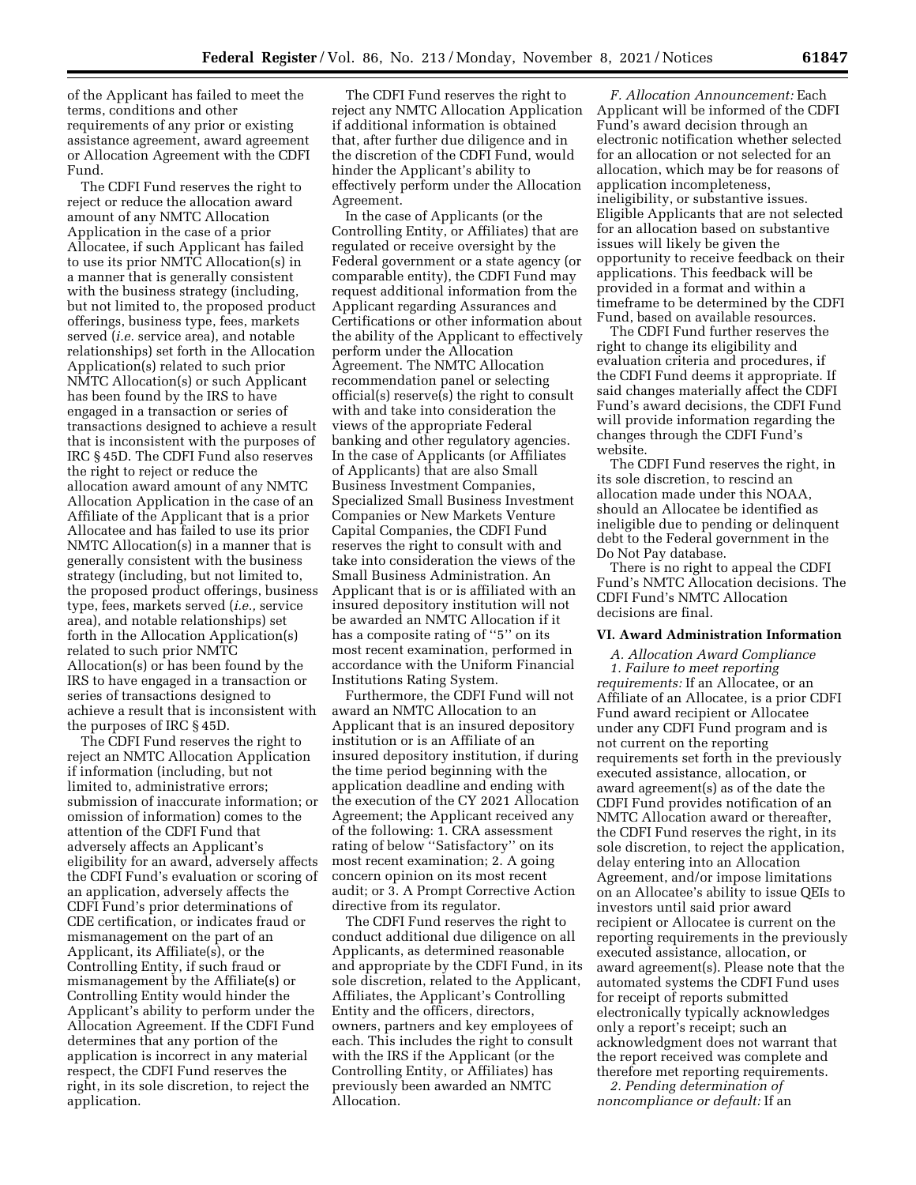of the Applicant has failed to meet the terms, conditions and other requirements of any prior or existing assistance agreement, award agreement or Allocation Agreement with the CDFI Fund.

The CDFI Fund reserves the right to reject or reduce the allocation award amount of any NMTC Allocation Application in the case of a prior Allocatee, if such Applicant has failed to use its prior NMTC Allocation(s) in a manner that is generally consistent with the business strategy (including, but not limited to, the proposed product offerings, business type, fees, markets served (*i.e.* service area), and notable relationships) set forth in the Allocation Application(s) related to such prior NMTC Allocation(s) or such Applicant has been found by the IRS to have engaged in a transaction or series of transactions designed to achieve a result that is inconsistent with the purposes of IRC § 45D. The CDFI Fund also reserves the right to reject or reduce the allocation award amount of any NMTC Allocation Application in the case of an Affiliate of the Applicant that is a prior Allocatee and has failed to use its prior NMTC Allocation(s) in a manner that is generally consistent with the business strategy (including, but not limited to, the proposed product offerings, business type, fees, markets served (*i.e.,* service area), and notable relationships) set forth in the Allocation Application(s) related to such prior NMTC Allocation(s) or has been found by the IRS to have engaged in a transaction or series of transactions designed to achieve a result that is inconsistent with the purposes of IRC § 45D.

The CDFI Fund reserves the right to reject an NMTC Allocation Application if information (including, but not limited to, administrative errors; submission of inaccurate information; or omission of information) comes to the attention of the CDFI Fund that adversely affects an Applicant's eligibility for an award, adversely affects the CDFI Fund's evaluation or scoring of an application, adversely affects the CDFI Fund's prior determinations of CDE certification, or indicates fraud or mismanagement on the part of an Applicant, its Affiliate(s), or the Controlling Entity, if such fraud or mismanagement by the Affiliate(s) or Controlling Entity would hinder the Applicant's ability to perform under the Allocation Agreement. If the CDFI Fund determines that any portion of the application is incorrect in any material respect, the CDFI Fund reserves the right, in its sole discretion, to reject the application.

The CDFI Fund reserves the right to reject any NMTC Allocation Application if additional information is obtained that, after further due diligence and in the discretion of the CDFI Fund, would hinder the Applicant's ability to effectively perform under the Allocation Agreement.

In the case of Applicants (or the Controlling Entity, or Affiliates) that are regulated or receive oversight by the Federal government or a state agency (or comparable entity), the CDFI Fund may request additional information from the Applicant regarding Assurances and Certifications or other information about the ability of the Applicant to effectively perform under the Allocation Agreement. The NMTC Allocation recommendation panel or selecting official(s) reserve(s) the right to consult with and take into consideration the views of the appropriate Federal banking and other regulatory agencies. In the case of Applicants (or Affiliates of Applicants) that are also Small Business Investment Companies, Specialized Small Business Investment Companies or New Markets Venture Capital Companies, the CDFI Fund reserves the right to consult with and take into consideration the views of the Small Business Administration. An Applicant that is or is affiliated with an insured depository institution will not be awarded an NMTC Allocation if it has a composite rating of "5" on its most recent examination, performed in accordance with the Uniform Financial Institutions Rating System.

Furthermore, the CDFI Fund will not award an NMTC Allocation to an Applicant that is an insured depository institution or is an Affiliate of an insured depository institution, if during the time period beginning with the application deadline and ending with the execution of the CY 2021 Allocation Agreement; the Applicant received any of the following: 1. CRA assessment rating of below "Satisfactory" on its most recent examination; 2. A going concern opinion on its most recent audit; or 3. A Prompt Corrective Action directive from its regulator.

The CDFI Fund reserves the right to conduct additional due diligence on all Applicants, as determined reasonable and appropriate by the CDFI Fund, in its sole discretion, related to the Applicant, Affiliates, the Applicant's Controlling Entity and the officers, directors, owners, partners and key employees of each. This includes the right to consult with the IRS if the Applicant (or the Controlling Entity, or Affiliates) has previously been awarded an NMTC Allocation.

*F. Allocation Announcement:* Each Applicant will be informed of the CDFI Fund's award decision through an electronic notification whether selected for an allocation or not selected for an allocation, which may be for reasons of application incompleteness, ineligibility, or substantive issues. Eligible Applicants that are not selected for an allocation based on substantive issues will likely be given the opportunity to receive feedback on their applications. This feedback will be provided in a format and within a timeframe to be determined by the CDFI Fund, based on available resources.

The CDFI Fund further reserves the right to change its eligibility and evaluation criteria and procedures, if the CDFI Fund deems it appropriate. If said changes materially affect the CDFI Fund's award decisions, the CDFI Fund will provide information regarding the changes through the CDFI Fund's website.

The CDFI Fund reserves the right, in its sole discretion, to rescind an allocation made under this NOAA, should an Allocatee be identified as ineligible due to pending or delinquent debt to the Federal government in the Do Not Pay database.

There is no right to appeal the CDFI Fund's NMTC Allocation decisions. The CDFI Fund's NMTC Allocation decisions are final.

## VI. Award Administration Information

*A. Allocation Award Compliance*

*1. Failure to meet reporting requirements:* If an Allocatee, or an Affiliate of an Allocatee, is a prior CDFI Fund award recipient or Allocatee under any CDFI Fund program and is not current on the reporting requirements set forth in the previously executed assistance, allocation, or award agreement(s) as of the date the CDFI Fund provides notification of an NMTC Allocation award or thereafter, the CDFI Fund reserves the right, in its sole discretion, to reject the application, delay entering into an Allocation Agreement, and/or impose limitations on an Allocatee's ability to issue QEIs to investors until said prior award recipient or Allocatee is current on the reporting requirements in the previously executed assistance, allocation, or award agreement(s). Please note that the automated systems the CDFI Fund uses for receipt of reports submitted electronically typically acknowledges only a report's receipt; such an acknowledgment does not warrant that the report received was complete and therefore met reporting requirements.

*2. Pending determination of noncompliance or default:* If an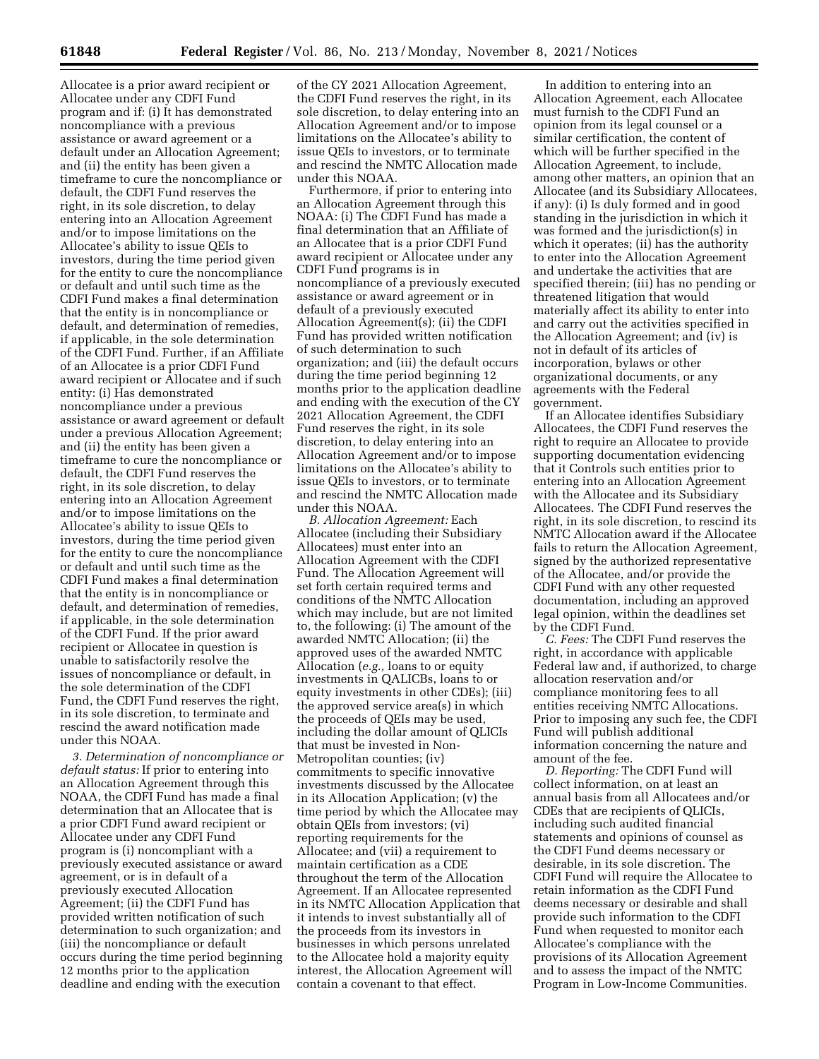Allocatee is a prior award recipient or Allocatee under any CDFI Fund program and if: (i) It has demonstrated noncompliance with a previous assistance or award agreement or a default under an Allocation Agreement; and (ii) the entity has been given a timeframe to cure the noncompliance or default, the CDFI Fund reserves the right, in its sole discretion, to delay entering into an Allocation Agreement and/or to impose limitations on the Allocatee's ability to issue QEIs to investors, during the time period given for the entity to cure the noncompliance or default and until such time as the CDFI Fund makes a final determination that the entity is in noncompliance or default, and determination of remedies, if applicable, in the sole determination of the CDFI Fund. Further, if an Affiliate of an Allocatee is a prior CDFI Fund award recipient or Allocatee and if such entity: (i) Has demonstrated noncompliance under a previous assistance or award agreement or default under a previous Allocation Agreement; and (ii) the entity has been given a timeframe to cure the noncompliance or default, the CDFI Fund reserves the right, in its sole discretion, to delay entering into an Allocation Agreement and/or to impose limitations on the Allocatee's ability to issue QEIs to investors, during the time period given for the entity to cure the noncompliance or default and until such time as the CDFI Fund makes a final determination that the entity is in noncompliance or default, and determination of remedies, if applicable, in the sole determination of the CDFI Fund. If the prior award recipient or Allocatee in question is unable to satisfactorily resolve the issues of noncompliance or default, in the sole determination of the CDFI Fund, the CDFI Fund reserves the right, in its sole discretion, to terminate and rescind the award notification made under this NOAA.

*3. Determination of noncompliance or default status:* If prior to entering into an Allocation Agreement through this NOAA, the CDFI Fund has made a final determination that an Allocatee that is a prior CDFI Fund award recipient or Allocatee under any CDFI Fund program is (i) noncompliant with a previously executed assistance or award agreement, or is in default of a previously executed Allocation Agreement; (ii) the CDFI Fund has provided written notification of such determination to such organization; and (iii) the noncompliance or default occurs during the time period beginning 12 months prior to the application deadline and ending with the execution of the CY 2021 Allocation Agreement, the CDFI Fund reserves the right, in its sole discretion, to delay entering into an Allocation Agreement and/or to impose limitations on the Allocatee's ability to issue QEIs to investors, or to terminate and rescind the NMTC Allocation made under this NOAA.

Furthermore, if prior to entering into an Allocation Agreement through this NOAA: (i) The CDFI Fund has made a final determination that an Affiliate of an Allocatee that is a prior CDFI Fund award recipient or Allocatee under any CDFI Fund programs is in noncompliance of a previously executed assistance or award agreement or in default of a previously executed Allocation Agreement(s); (ii) the CDFI Fund has provided written notification of such determination to such organization; and (iii) the default occurs during the time period beginning 12 months prior to the application deadline and ending with the execution of the CY 2021 Allocation Agreement, the CDFI Fund reserves the right, in its sole discretion, to delay entering into an Allocation Agreement and/or to impose limitations on the Allocatee's ability to issue QEIs to investors, or to terminate and rescind the NMTC Allocation made under this NOAA.

*B. Allocation Agreement:* Each Allocatee (including their Subsidiary Allocatees) must enter into an Allocation Agreement with the CDFI Fund. The Allocation Agreement will set forth certain required terms and conditions of the NMTC Allocation which may include, but are not limited to, the following: (i) The amount of the awarded NMTC Allocation; (ii) the approved uses of the awarded NMTC Allocation (*e.g.,* loans to or equity investments in QALICBs, loans to or equity investments in other CDEs); (iii) the approved service area(s) in which the proceeds of QEIs may be used, including the dollar amount of QLICIs that must be invested in Non-Metropolitan counties; (iv) commitments to specific innovative investments discussed by the Allocatee in its Allocation Application; (v) the time period by which the Allocatee may obtain QEIs from investors; (vi) reporting requirements for the Allocatee; and (vii) a requirement to maintain certification as a CDE throughout the term of the Allocation Agreement. If an Allocatee represented in its NMTC Allocation Application that it intends to invest substantially all of the proceeds from its investors in businesses in which persons unrelated to the Allocatee hold a majority equity interest, the Allocation Agreement will contain a covenant to that effect.

In addition to entering into an Allocation Agreement, each Allocatee must furnish to the CDFI Fund an opinion from its legal counsel or a similar certification, the content of which will be further specified in the Allocation Agreement, to include, among other matters, an opinion that an Allocatee (and its Subsidiary Allocatees, if any): (i) Is duly formed and in good standing in the jurisdiction in which it was formed and the jurisdiction(s) in which it operates; (ii) has the authority to enter into the Allocation Agreement and undertake the activities that are specified therein; (iii) has no pending or threatened litigation that would materially affect its ability to enter into and carry out the activities specified in the Allocation Agreement; and (iv) is not in default of its articles of incorporation, bylaws or other organizational documents, or any agreements with the Federal government.

If an Allocatee identifies Subsidiary Allocatees, the CDFI Fund reserves the right to require an Allocatee to provide supporting documentation evidencing that it Controls such entities prior to entering into an Allocation Agreement with the Allocatee and its Subsidiary Allocatees. The CDFI Fund reserves the right, in its sole discretion, to rescind its NMTC Allocation award if the Allocatee fails to return the Allocation Agreement, signed by the authorized representative of the Allocatee, and/or provide the CDFI Fund with any other requested documentation, including an approved legal opinion, within the deadlines set by the CDFI Fund.

*C. Fees:* The CDFI Fund reserves the right, in accordance with applicable Federal law and, if authorized, to charge allocation reservation and/or compliance monitoring fees to all entities receiving NMTC Allocations. Prior to imposing any such fee, the CDFI Fund will publish additional information concerning the nature and amount of the fee.

*D. Reporting:* The CDFI Fund will collect information, on at least an annual basis from all Allocatees and/or CDEs that are recipients of QLICIs, including such audited financial statements and opinions of counsel as the CDFI Fund deems necessary or desirable, in its sole discretion. The CDFI Fund will require the Allocatee to retain information as the CDFI Fund deems necessary or desirable and shall provide such information to the CDFI Fund when requested to monitor each Allocatee's compliance with the provisions of its Allocation Agreement and to assess the impact of the NMTC Program in Low-Income Communities.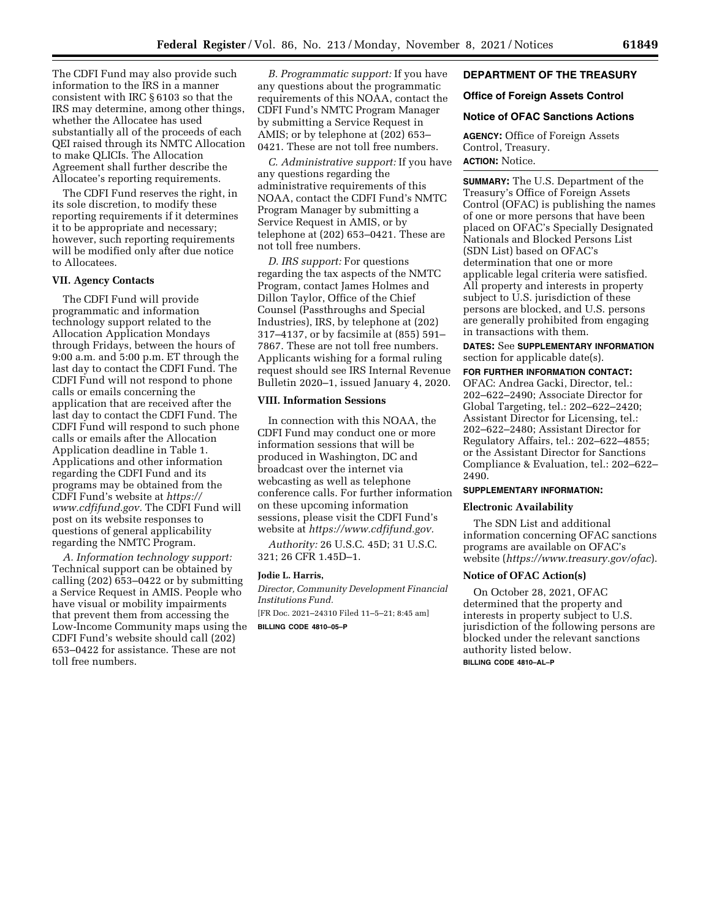The CDFI Fund may also provide such information to the IRS in a manner consistent with IRC § 6103 so that the IRS may determine, among other things, whether the Allocatee has used substantially all of the proceeds of each QEI raised through its NMTC Allocation to make QLICIs. The Allocation Agreement shall further describe the Allocatee's reporting requirements.

The CDFI Fund reserves the right, in its sole discretion, to modify these reporting requirements if it determines it to be appropriate and necessary; however, such reporting requirements will be modified only after due notice to Allocatees.

### VII. Agency Contacts

The CDFI Fund will provide programmatic and information technology support related to the Allocation Application Mondays through Fridays, between the hours of 9:00 a.m. and 5:00 p.m. ET through the last day to contact the CDFI Fund. The CDFI Fund will not respond to phone calls or emails concerning the application that are received after the last day to contact the CDFI Fund. The CDFI Fund will respond to such phone calls or emails after the Allocation Application deadline in Table 1. Applications and other information regarding the CDFI Fund and its programs may be obtained from the CDFI Fund's website at *https://www.cdfifund.gov*. The CDFI Fund will post on its website responses to questions of general applicability regarding the NMTC Program.

*A. Information technology support:* Technical support can be obtained by calling (202) 653–0422 or by submitting a Service Request in AMIS. People who have visual or mobility impairments that prevent them from accessing the Low-Income Community maps using the CDFI Fund's website should call (202) 653–0422 for assistance. These are not toll free numbers.

*B. Programmatic support:* If you have any questions about the programmatic requirements of this NOAA, contact the CDFI Fund's NMTC Program Manager by submitting a Service Request in AMIS; or by telephone at (202) 653–0421. These are not toll free numbers.

*C. Administrative support:* If you have any questions regarding the administrative requirements of this NOAA, contact the CDFI Fund's NMTC Program Manager by submitting a Service Request in AMIS, or by telephone at (202) 653–0421. These are not toll free numbers.

*D. IRS support:* For questions regarding the tax aspects of the NMTC Program, contact James Holmes and Dillon Taylor, Office of the Chief Counsel (Passthroughs and Special Industries), IRS, by telephone at (202) 317–4137, or by facsimile at (855) 591–7867. These are not toll free numbers. Applicants wishing for a formal ruling request should see IRS Internal Revenue Bulletin 2020–1, issued January 4, 2020.

### VIII. Information Sessions

In connection with this NOAA, the CDFI Fund may conduct one or more information sessions that will be produced in Washington, DC and broadcast over the internet via webcasting as well as telephone conference calls. For further information on these upcoming information sessions, please visit the CDFI Fund's website at *https://www.cdfifund.gov*.

*Authority:* 26 U.S.C. 45D; 31 U.S.C. 321; 26 CFR 1.45D–1.

**Jodie L. Harris,**

*Director, Community Development Financial Institutions Fund.*

[FR Doc. 2021–24310 Filed 11–5–21; 8:45 am]

**BILLING CODE 4810–05–P**

## DEPARTMENT OF THE TREASURY

### Office of Foreign Assets Control

### Notice of OFAC Sanctions Actions

**AGENCY:** Office of Foreign Assets Control, Treasury.

**ACTION:** Notice.

**SUMMARY:** The U.S. Department of the Treasury's Office of Foreign Assets Control (OFAC) is publishing the names of one or more persons that have been placed on OFAC's Specially Designated Nationals and Blocked Persons List (SDN List) based on OFAC's determination that one or more applicable legal criteria were satisfied. All property and interests in property subject to U.S. jurisdiction of these persons are blocked, and U.S. persons are generally prohibited from engaging in transactions with them.

**DATES:** See **SUPPLEMENTARY INFORMATION** section for applicable date(s).

**FOR FURTHER INFORMATION CONTACT:** OFAC: Andrea Gacki, Director, tel.: 202–622–2490; Associate Director for Global Targeting, tel.: 202–622–2420; Assistant Director for Licensing, tel.: 202–622–2480; Assistant Director for Regulatory Affairs, tel.: 202–622–4855; or the Assistant Director for Sanctions Compliance & Evaluation, tel.: 202–622–2490.

**SUPPLEMENTARY INFORMATION:**

#### Electronic Availability

The SDN List and additional information concerning OFAC sanctions programs are available on OFAC's website (*https://www.treasury.gov/ofac*).

#### Notice of OFAC Action(s)

On October 28, 2021, OFAC determined that the property and interests in property subject to U.S. jurisdiction of the following persons are blocked under the relevant sanctions authority listed below.

**BILLING CODE 4810–AL–P**